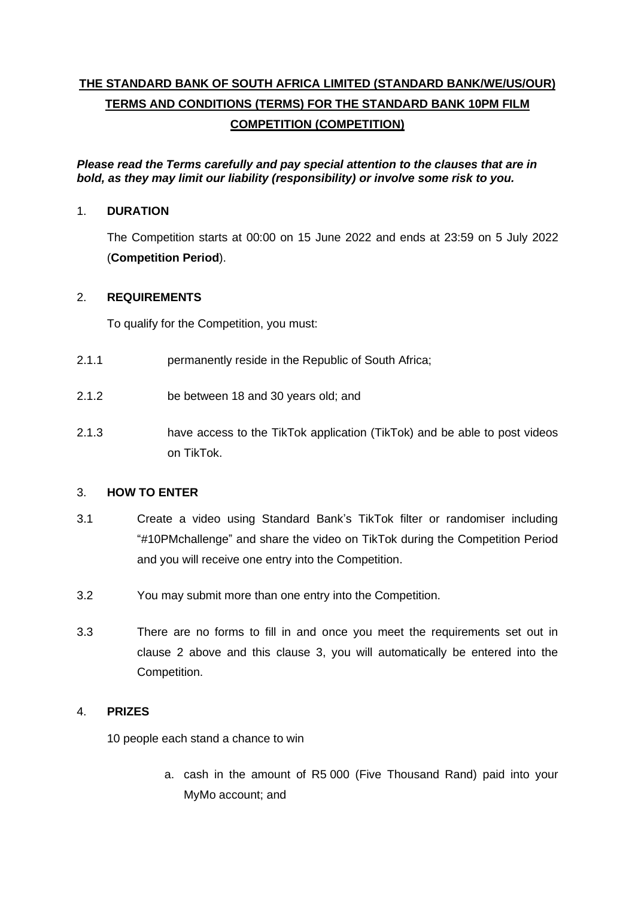# THE STANDARD BANK OF SOUTH AFRICA LIMITED (STANDARD BANK/WE/US/OUR) TERMS AND CONDITIONS (TERMS) FOR THE STANDARD BANK 10PM FILM COMPETITION (COMPETITION)

***Please read the Terms carefully and pay special attention to the clauses that are in bold, as they may limit our liability (responsibility) or involve some risk to you.***

## 1. DURATION

The Competition starts at 00:00 on 15 June 2022 and ends at 23:59 on 5 July 2022 (**Competition Period**).

## 2. REQUIREMENTS

To qualify for the Competition, you must:

2.1.1 permanently reside in the Republic of South Africa;

2.1.2 be between 18 and 30 years old; and

2.1.3 have access to the TikTok application (TikTok) and be able to post videos on TikTok.

## 3. HOW TO ENTER

3.1 Create a video using Standard Bank's TikTok filter or randomiser including "#10PMchallenge" and share the video on TikTok during the Competition Period and you will receive one entry into the Competition.

3.2 You may submit more than one entry into the Competition.

3.3 There are no forms to fill in and once you meet the requirements set out in clause 2 above and this clause 3, you will automatically be entered into the Competition.

## 4. PRIZES

10 people each stand a chance to win

a. cash in the amount of R5 000 (Five Thousand Rand) paid into your MyMo account; and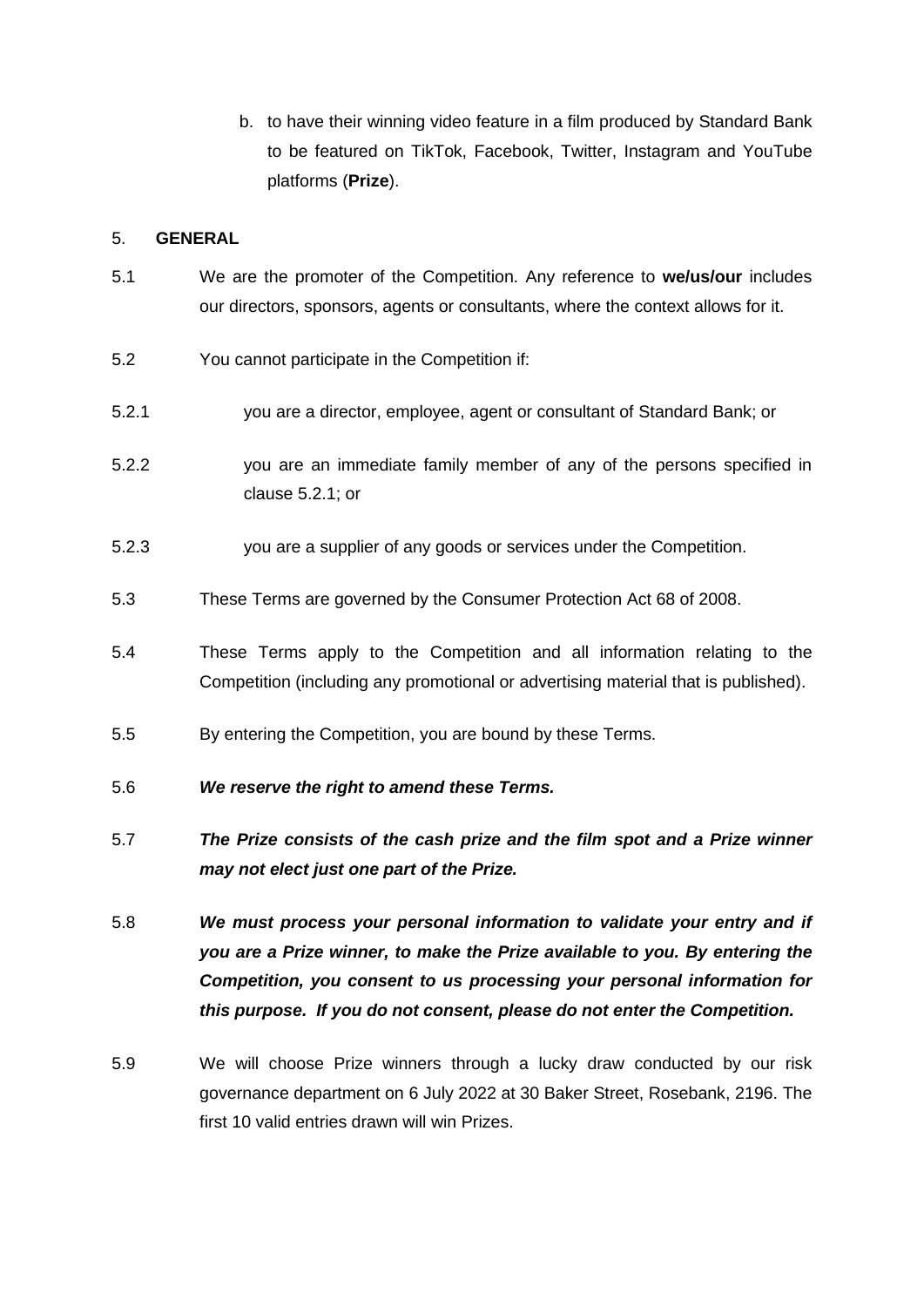b. to have their winning video feature in a film produced by Standard Bank to be featured on TikTok, Facebook, Twitter, Instagram and YouTube platforms (**Prize**).

5. **GENERAL**

5.1 We are the promoter of the Competition. Any reference to **we/us/our** includes our directors, sponsors, agents or consultants, where the context allows for it.

5.2 You cannot participate in the Competition if:

5.2.1 you are a director, employee, agent or consultant of Standard Bank; or

5.2.2 you are an immediate family member of any of the persons specified in clause 5.2.1; or

5.2.3 you are a supplier of any goods or services under the Competition.

5.3 These Terms are governed by the Consumer Protection Act 68 of 2008.

5.4 These Terms apply to the Competition and all information relating to the Competition (including any promotional or advertising material that is published).

5.5 By entering the Competition, you are bound by these Terms.

5.6 ***We reserve the right to amend these Terms.***

5.7 ***The Prize consists of the cash prize and the film spot and a Prize winner may not elect just one part of the Prize.***

5.8 ***We must process your personal information to validate your entry and if you are a Prize winner, to make the Prize available to you. By entering the Competition, you consent to us processing your personal information for this purpose. If you do not consent, please do not enter the Competition.***

5.9 We will choose Prize winners through a lucky draw conducted by our risk governance department on 6 July 2022 at 30 Baker Street, Rosebank, 2196. The first 10 valid entries drawn will win Prizes.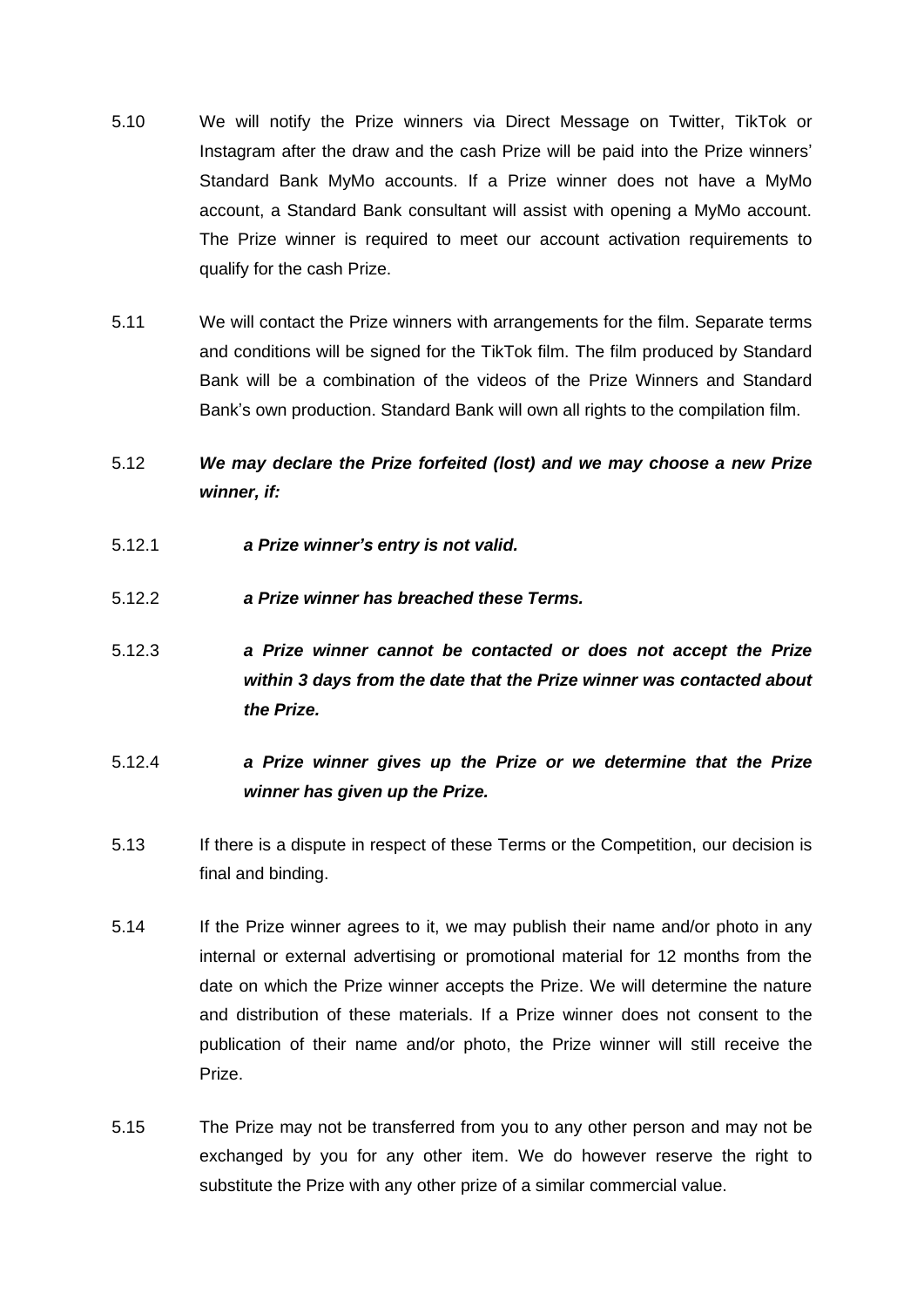5.10 We will notify the Prize winners via Direct Message on Twitter, TikTok or Instagram after the draw and the cash Prize will be paid into the Prize winners' Standard Bank MyMo accounts. If a Prize winner does not have a MyMo account, a Standard Bank consultant will assist with opening a MyMo account. The Prize winner is required to meet our account activation requirements to qualify for the cash Prize.

5.11 We will contact the Prize winners with arrangements for the film. Separate terms and conditions will be signed for the TikTok film. The film produced by Standard Bank will be a combination of the videos of the Prize Winners and Standard Bank's own production. Standard Bank will own all rights to the compilation film.

5.12 ***We may declare the Prize forfeited (lost) and we may choose a new Prize winner, if:***

5.12.1 ***a Prize winner's entry is not valid.***

5.12.2 ***a Prize winner has breached these Terms.***

5.12.3 ***a Prize winner cannot be contacted or does not accept the Prize within 3 days from the date that the Prize winner was contacted about the Prize.***

5.12.4 ***a Prize winner gives up the Prize or we determine that the Prize winner has given up the Prize.***

5.13 If there is a dispute in respect of these Terms or the Competition, our decision is final and binding.

5.14 If the Prize winner agrees to it, we may publish their name and/or photo in any internal or external advertising or promotional material for 12 months from the date on which the Prize winner accepts the Prize. We will determine the nature and distribution of these materials. If a Prize winner does not consent to the publication of their name and/or photo, the Prize winner will still receive the Prize.

5.15 The Prize may not be transferred from you to any other person and may not be exchanged by you for any other item. We do however reserve the right to substitute the Prize with any other prize of a similar commercial value.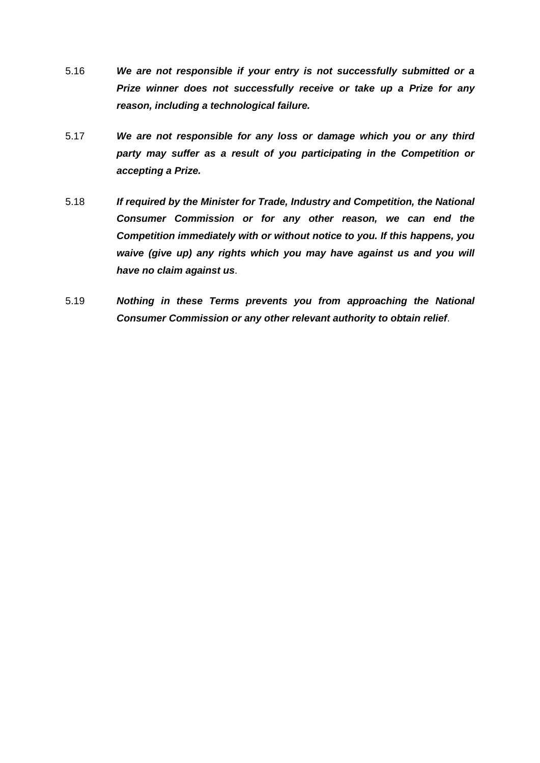5.16 ***We are not responsible if your entry is not successfully submitted or a Prize winner does not successfully receive or take up a Prize for any reason, including a technological failure.***

5.17 ***We are not responsible for any loss or damage which you or any third party may suffer as a result of you participating in the Competition or accepting a Prize.***

5.18 ***If required by the Minister for Trade, Industry and Competition, the National Consumer Commission or for any other reason, we can end the Competition immediately with or without notice to you. If this happens, you waive (give up) any rights which you may have against us and you will have no claim against us***.

5.19 ***Nothing in these Terms prevents you from approaching the National Consumer Commission or any other relevant authority to obtain relief***.